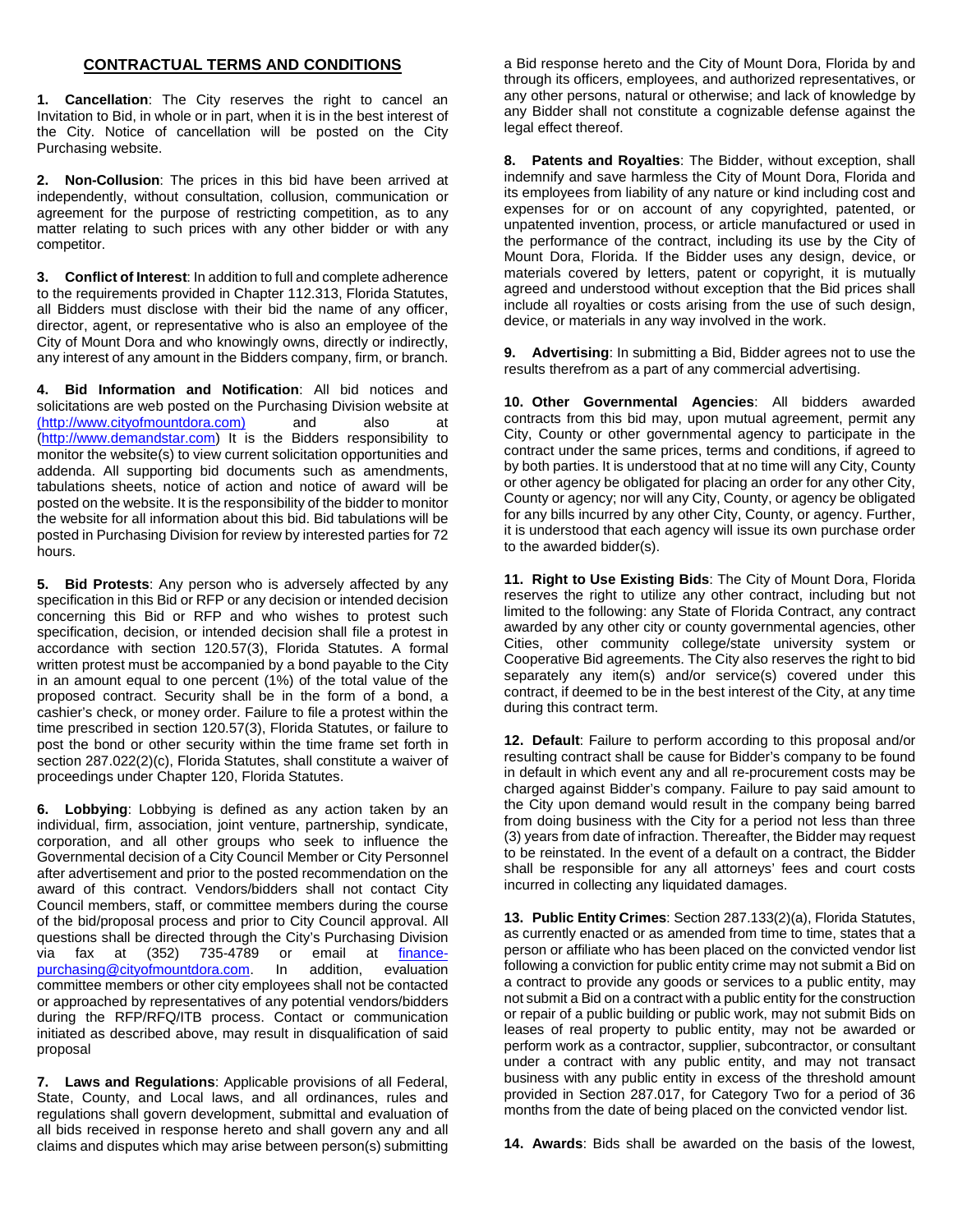## CONTRACTUAL TERMS AND CONDITIONS

**1. Cancellation**: The City reserves the right to cancel an Invitation to Bid, in whole or in part, when it is in the best interest of the City. Notice of cancellation will be posted on the City Purchasing website.

**2. Non-Collusion**: The prices in this bid have been arrived at independently, without consultation, collusion, communication or agreement for the purpose of restricting competition, as to any matter relating to such prices with any other bidder or with any competitor.

**3. Conflict of Interest**: In addition to full and complete adherence to the requirements provided in Chapter 112.313, Florida Statutes, all Bidders must disclose with their bid the name of any officer, director, agent, or representative who is also an employee of the City of Mount Dora and who knowingly owns, directly or indirectly, any interest of any amount in the Bidders company, firm, or branch.

**4. Bid Information and Notification**: All bid notices and solicitations are web posted on the Purchasing Division website at (http://www.cityofmountdora.com) and also at (http://www.demandstar.com) It is the Bidders responsibility to monitor the website(s) to view current solicitation opportunities and addenda. All supporting bid documents such as amendments, tabulations sheets, notice of action and notice of award will be posted on the website. It is the responsibility of the bidder to monitor the website for all information about this bid. Bid tabulations will be posted in Purchasing Division for review by interested parties for 72 hours.

**5. Bid Protests**: Any person who is adversely affected by any specification in this Bid or RFP or any decision or intended decision concerning this Bid or RFP and who wishes to protest such specification, decision, or intended decision shall file a protest in accordance with section 120.57(3), Florida Statutes. A formal written protest must be accompanied by a bond payable to the City in an amount equal to one percent (1%) of the total value of the proposed contract. Security shall be in the form of a bond, a cashier's check, or money order. Failure to file a protest within the time prescribed in section 120.57(3), Florida Statutes, or failure to post the bond or other security within the time frame set forth in section 287.022(2)(c), Florida Statutes, shall constitute a waiver of proceedings under Chapter 120, Florida Statutes.

**6. Lobbying**: Lobbying is defined as any action taken by an individual, firm, association, joint venture, partnership, syndicate, corporation, and all other groups who seek to influence the Governmental decision of a City Council Member or City Personnel after advertisement and prior to the posted recommendation on the award of this contract. Vendors/bidders shall not contact City Council members, staff, or committee members during the course of the bid/proposal process and prior to City Council approval. All questions shall be directed through the City's Purchasing Division via fax at (352) 735-4789 or email at finance-purchasing@cityofmountdora.com. In addition, evaluation committee members or other city employees shall not be contacted or approached by representatives of any potential vendors/bidders during the RFP/RFQ/ITB process. Contact or communication initiated as described above, may result in disqualification of said proposal

**7. Laws and Regulations**: Applicable provisions of all Federal, State, County, and Local laws, and all ordinances, rules and regulations shall govern development, submittal and evaluation of all bids received in response hereto and shall govern any and all claims and disputes which may arise between person(s) submitting a Bid response hereto and the City of Mount Dora, Florida by and through its officers, employees, and authorized representatives, or any other persons, natural or otherwise; and lack of knowledge by any Bidder shall not constitute a cognizable defense against the legal effect thereof.

**8. Patents and Royalties**: The Bidder, without exception, shall indemnify and save harmless the City of Mount Dora, Florida and its employees from liability of any nature or kind including cost and expenses for or on account of any copyrighted, patented, or unpatented invention, process, or article manufactured or used in the performance of the contract, including its use by the City of Mount Dora, Florida. If the Bidder uses any design, device, or materials covered by letters, patent or copyright, it is mutually agreed and understood without exception that the Bid prices shall include all royalties or costs arising from the use of such design, device, or materials in any way involved in the work.

**9. Advertising**: In submitting a Bid, Bidder agrees not to use the results therefrom as a part of any commercial advertising.

**10. Other Governmental Agencies**: All bidders awarded contracts from this bid may, upon mutual agreement, permit any City, County or other governmental agency to participate in the contract under the same prices, terms and conditions, if agreed to by both parties. It is understood that at no time will any City, County or other agency be obligated for placing an order for any other City, County or agency; nor will any City, County, or agency be obligated for any bills incurred by any other City, County, or agency. Further, it is understood that each agency will issue its own purchase order to the awarded bidder(s).

**11. Right to Use Existing Bids**: The City of Mount Dora, Florida reserves the right to utilize any other contract, including but not limited to the following: any State of Florida Contract, any contract awarded by any other city or county governmental agencies, other Cities, other community college/state university system or Cooperative Bid agreements. The City also reserves the right to bid separately any item(s) and/or service(s) covered under this contract, if deemed to be in the best interest of the City, at any time during this contract term.

**12. Default**: Failure to perform according to this proposal and/or resulting contract shall be cause for Bidder's company to be found in default in which event any and all re-procurement costs may be charged against Bidder's company. Failure to pay said amount to the City upon demand would result in the company being barred from doing business with the City for a period not less than three (3) years from date of infraction. Thereafter, the Bidder may request to be reinstated. In the event of a default on a contract, the Bidder shall be responsible for any all attorneys' fees and court costs incurred in collecting any liquidated damages.

**13. Public Entity Crimes**: Section 287.133(2)(a), Florida Statutes, as currently enacted or as amended from time to time, states that a person or affiliate who has been placed on the convicted vendor list following a conviction for public entity crime may not submit a Bid on a contract to provide any goods or services to a public entity, may not submit a Bid on a contract with a public entity for the construction or repair of a public building or public work, may not submit Bids on leases of real property to public entity, may not be awarded or perform work as a contractor, supplier, subcontractor, or consultant under a contract with any public entity, and may not transact business with any public entity in excess of the threshold amount provided in Section 287.017, for Category Two for a period of 36 months from the date of being placed on the convicted vendor list.

**14. Awards**: Bids shall be awarded on the basis of the lowest,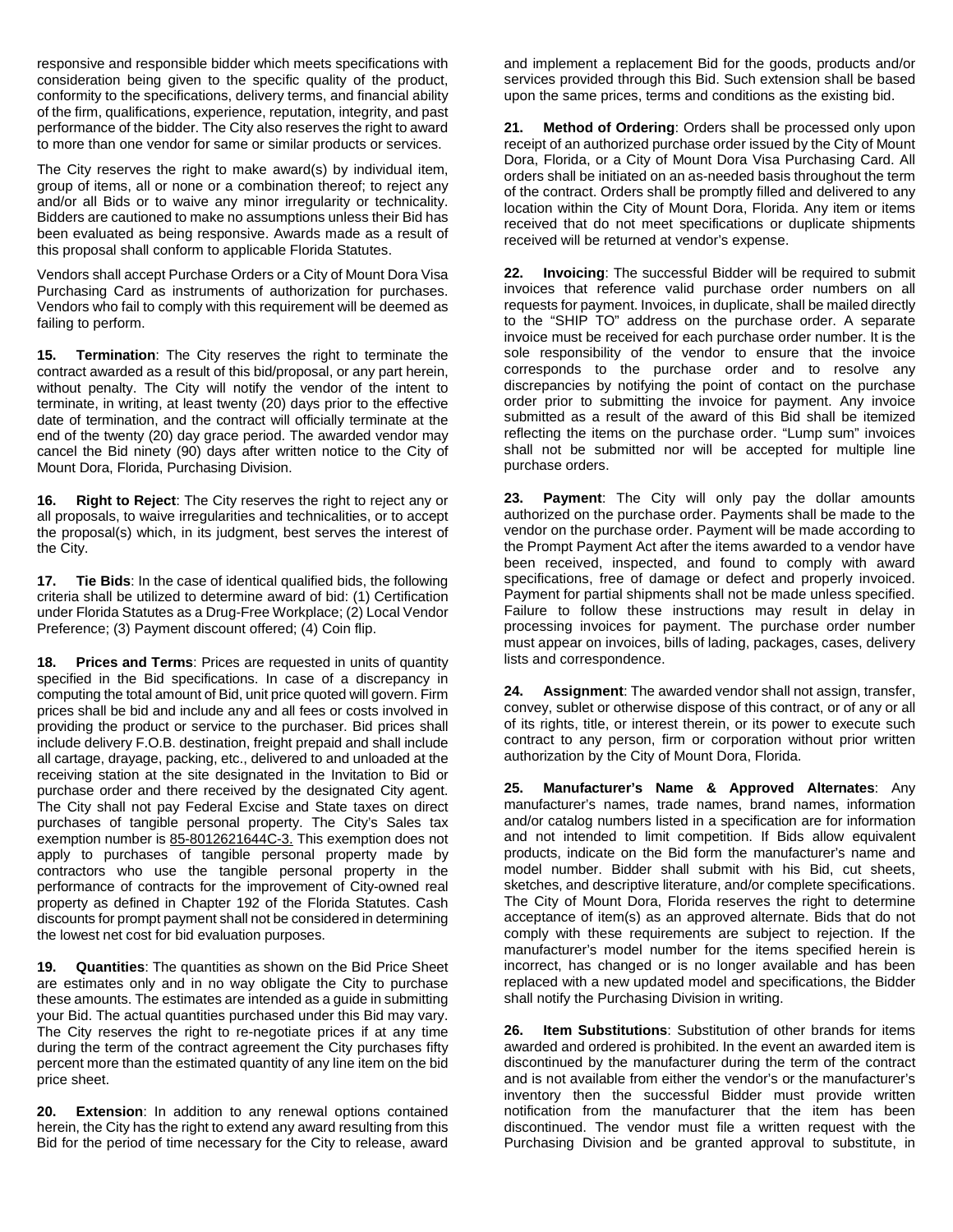responsive and responsible bidder which meets specifications with consideration being given to the specific quality of the product, conformity to the specifications, delivery terms, and financial ability of the firm, qualifications, experience, reputation, integrity, and past performance of the bidder. The City also reserves the right to award to more than one vendor for same or similar products or services.

The City reserves the right to make award(s) by individual item, group of items, all or none or a combination thereof; to reject any and/or all Bids or to waive any minor irregularity or technicality. Bidders are cautioned to make no assumptions unless their Bid has been evaluated as being responsive. Awards made as a result of this proposal shall conform to applicable Florida Statutes.

Vendors shall accept Purchase Orders or a City of Mount Dora Visa Purchasing Card as instruments of authorization for purchases. Vendors who fail to comply with this requirement will be deemed as failing to perform.

**15. Termination**: The City reserves the right to terminate the contract awarded as a result of this bid/proposal, or any part herein, without penalty. The City will notify the vendor of the intent to terminate, in writing, at least twenty (20) days prior to the effective date of termination, and the contract will officially terminate at the end of the twenty (20) day grace period. The awarded vendor may cancel the Bid ninety (90) days after written notice to the City of Mount Dora, Florida, Purchasing Division.

**16. Right to Reject**: The City reserves the right to reject any or all proposals, to waive irregularities and technicalities, or to accept the proposal(s) which, in its judgment, best serves the interest of the City.

**17. Tie Bids**: In the case of identical qualified bids, the following criteria shall be utilized to determine award of bid: (1) Certification under Florida Statutes as a Drug-Free Workplace; (2) Local Vendor Preference; (3) Payment discount offered; (4) Coin flip.

**18. Prices and Terms**: Prices are requested in units of quantity specified in the Bid specifications. In case of a discrepancy in computing the total amount of Bid, unit price quoted will govern. Firm prices shall be bid and include any and all fees or costs involved in providing the product or service to the purchaser. Bid prices shall include delivery F.O.B. destination, freight prepaid and shall include all cartage, drayage, packing, etc., delivered to and unloaded at the receiving station at the site designated in the Invitation to Bid or purchase order and there received by the designated City agent. The City shall not pay Federal Excise and State taxes on direct purchases of tangible personal property. The City's Sales tax exemption number is 85-8012621644C-3. This exemption does not apply to purchases of tangible personal property made by contractors who use the tangible personal property in the performance of contracts for the improvement of City-owned real property as defined in Chapter 192 of the Florida Statutes. Cash discounts for prompt payment shall not be considered in determining the lowest net cost for bid evaluation purposes.

**19. Quantities**: The quantities as shown on the Bid Price Sheet are estimates only and in no way obligate the City to purchase these amounts. The estimates are intended as a guide in submitting your Bid. The actual quantities purchased under this Bid may vary. The City reserves the right to re-negotiate prices if at any time during the term of the contract agreement the City purchases fifty percent more than the estimated quantity of any line item on the bid price sheet.

**20. Extension**: In addition to any renewal options contained herein, the City has the right to extend any award resulting from this Bid for the period of time necessary for the City to release, award and implement a replacement Bid for the goods, products and/or services provided through this Bid. Such extension shall be based upon the same prices, terms and conditions as the existing bid.

**21. Method of Ordering**: Orders shall be processed only upon receipt of an authorized purchase order issued by the City of Mount Dora, Florida, or a City of Mount Dora Visa Purchasing Card. All orders shall be initiated on an as-needed basis throughout the term of the contract. Orders shall be promptly filled and delivered to any location within the City of Mount Dora, Florida. Any item or items received that do not meet specifications or duplicate shipments received will be returned at vendor's expense.

**22. Invoicing**: The successful Bidder will be required to submit invoices that reference valid purchase order numbers on all requests for payment. Invoices, in duplicate, shall be mailed directly to the "SHIP TO" address on the purchase order. A separate invoice must be received for each purchase order number. It is the sole responsibility of the vendor to ensure that the invoice corresponds to the purchase order and to resolve any discrepancies by notifying the point of contact on the purchase order prior to submitting the invoice for payment. Any invoice submitted as a result of the award of this Bid shall be itemized reflecting the items on the purchase order. "Lump sum" invoices shall not be submitted nor will be accepted for multiple line purchase orders.

**23. Payment**: The City will only pay the dollar amounts authorized on the purchase order. Payments shall be made to the vendor on the purchase order. Payment will be made according to the Prompt Payment Act after the items awarded to a vendor have been received, inspected, and found to comply with award specifications, free of damage or defect and properly invoiced. Payment for partial shipments shall not be made unless specified. Failure to follow these instructions may result in delay in processing invoices for payment. The purchase order number must appear on invoices, bills of lading, packages, cases, delivery lists and correspondence.

**24. Assignment**: The awarded vendor shall not assign, transfer, convey, sublet or otherwise dispose of this contract, or of any or all of its rights, title, or interest therein, or its power to execute such contract to any person, firm or corporation without prior written authorization by the City of Mount Dora, Florida.

**25. Manufacturer's Name & Approved Alternates**: Any manufacturer's names, trade names, brand names, information and/or catalog numbers listed in a specification are for information and not intended to limit competition. If Bids allow equivalent products, indicate on the Bid form the manufacturer's name and model number. Bidder shall submit with his Bid, cut sheets, sketches, and descriptive literature, and/or complete specifications. The City of Mount Dora, Florida reserves the right to determine acceptance of item(s) as an approved alternate. Bids that do not comply with these requirements are subject to rejection. If the manufacturer's model number for the items specified herein is incorrect, has changed or is no longer available and has been replaced with a new updated model and specifications, the Bidder shall notify the Purchasing Division in writing.

**26. Item Substitutions**: Substitution of other brands for items awarded and ordered is prohibited. In the event an awarded item is discontinued by the manufacturer during the term of the contract and is not available from either the vendor's or the manufacturer's inventory then the successful Bidder must provide written notification from the manufacturer that the item has been discontinued. The vendor must file a written request with the Purchasing Division and be granted approval to substitute, in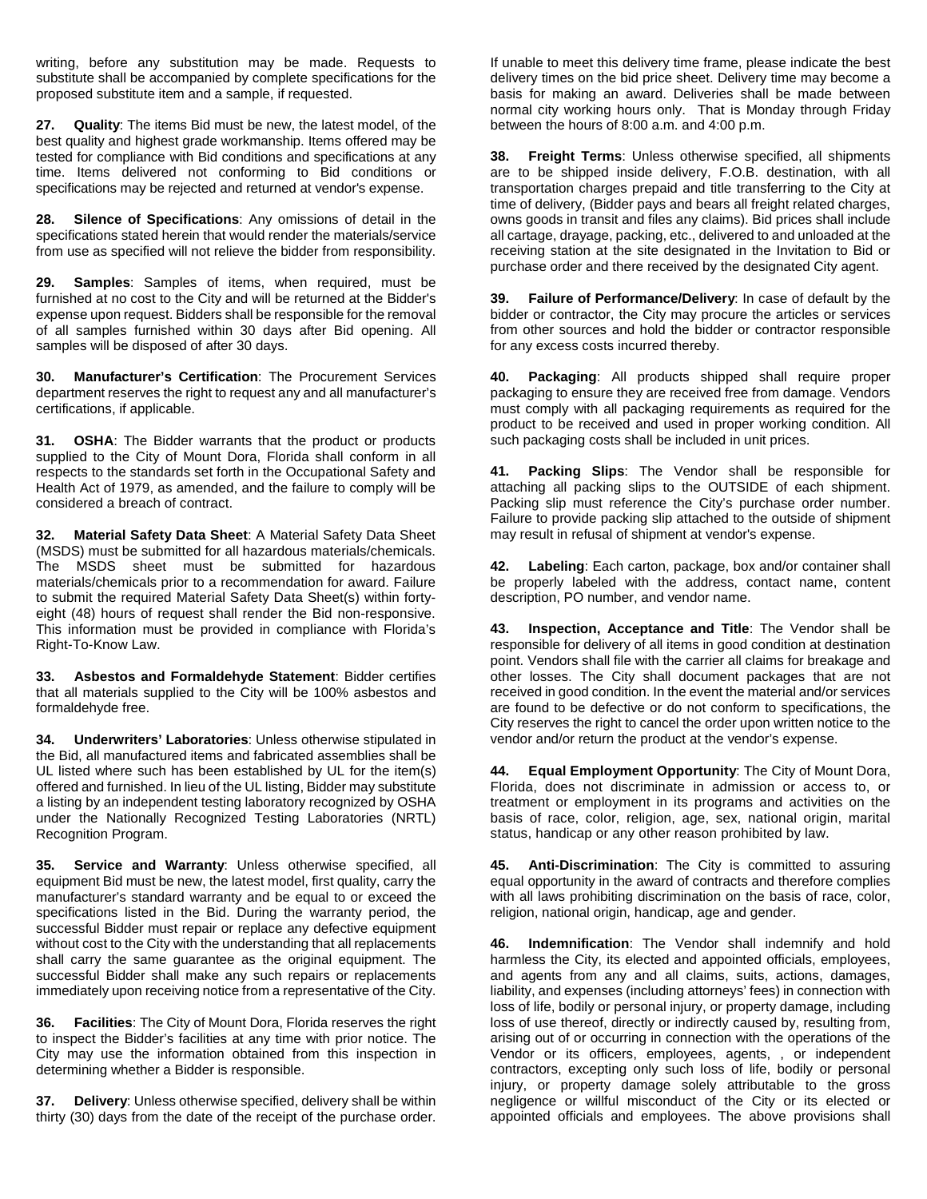writing, before any substitution may be made. Requests to substitute shall be accompanied by complete specifications for the proposed substitute item and a sample, if requested.

**27. Quality**: The items Bid must be new, the latest model, of the best quality and highest grade workmanship. Items offered may be tested for compliance with Bid conditions and specifications at any time. Items delivered not conforming to Bid conditions or specifications may be rejected and returned at vendor's expense.

**28. Silence of Specifications**: Any omissions of detail in the specifications stated herein that would render the materials/service from use as specified will not relieve the bidder from responsibility.

**29. Samples**: Samples of items, when required, must be furnished at no cost to the City and will be returned at the Bidder's expense upon request. Bidders shall be responsible for the removal of all samples furnished within 30 days after Bid opening. All samples will be disposed of after 30 days.

**30. Manufacturer's Certification**: The Procurement Services department reserves the right to request any and all manufacturer's certifications, if applicable.

**31. OSHA**: The Bidder warrants that the product or products supplied to the City of Mount Dora, Florida shall conform in all respects to the standards set forth in the Occupational Safety and Health Act of 1979, as amended, and the failure to comply will be considered a breach of contract.

**32. Material Safety Data Sheet**: A Material Safety Data Sheet (MSDS) must be submitted for all hazardous materials/chemicals. The MSDS sheet must be submitted for hazardous materials/chemicals prior to a recommendation for award. Failure to submit the required Material Safety Data Sheet(s) within forty-eight (48) hours of request shall render the Bid non-responsive. This information must be provided in compliance with Florida's Right-To-Know Law.

**33. Asbestos and Formaldehyde Statement**: Bidder certifies that all materials supplied to the City will be 100% asbestos and formaldehyde free.

**34. Underwriters' Laboratories**: Unless otherwise stipulated in the Bid, all manufactured items and fabricated assemblies shall be UL listed where such has been established by UL for the item(s) offered and furnished. In lieu of the UL listing, Bidder may substitute a listing by an independent testing laboratory recognized by OSHA under the Nationally Recognized Testing Laboratories (NRTL) Recognition Program.

**35. Service and Warranty**: Unless otherwise specified, all equipment Bid must be new, the latest model, first quality, carry the manufacturer's standard warranty and be equal to or exceed the specifications listed in the Bid. During the warranty period, the successful Bidder must repair or replace any defective equipment without cost to the City with the understanding that all replacements shall carry the same guarantee as the original equipment. The successful Bidder shall make any such repairs or replacements immediately upon receiving notice from a representative of the City.

**36. Facilities**: The City of Mount Dora, Florida reserves the right to inspect the Bidder's facilities at any time with prior notice. The City may use the information obtained from this inspection in determining whether a Bidder is responsible.

**37. Delivery**: Unless otherwise specified, delivery shall be within thirty (30) days from the date of the receipt of the purchase order. If unable to meet this delivery time frame, please indicate the best delivery times on the bid price sheet. Delivery time may become a basis for making an award. Deliveries shall be made between normal city working hours only. That is Monday through Friday between the hours of 8:00 a.m. and 4:00 p.m.

**38. Freight Terms**: Unless otherwise specified, all shipments are to be shipped inside delivery, F.O.B. destination, with all transportation charges prepaid and title transferring to the City at time of delivery, (Bidder pays and bears all freight related charges, owns goods in transit and files any claims). Bid prices shall include all cartage, drayage, packing, etc., delivered to and unloaded at the receiving station at the site designated in the Invitation to Bid or purchase order and there received by the designated City agent.

**39. Failure of Performance/Delivery**: In case of default by the bidder or contractor, the City may procure the articles or services from other sources and hold the bidder or contractor responsible for any excess costs incurred thereby.

**40. Packaging**: All products shipped shall require proper packaging to ensure they are received free from damage. Vendors must comply with all packaging requirements as required for the product to be received and used in proper working condition. All such packaging costs shall be included in unit prices.

**41. Packing Slips**: The Vendor shall be responsible for attaching all packing slips to the OUTSIDE of each shipment. Packing slip must reference the City's purchase order number. Failure to provide packing slip attached to the outside of shipment may result in refusal of shipment at vendor's expense.

**42. Labeling**: Each carton, package, box and/or container shall be properly labeled with the address, contact name, content description, PO number, and vendor name.

**43. Inspection, Acceptance and Title**: The Vendor shall be responsible for delivery of all items in good condition at destination point. Vendors shall file with the carrier all claims for breakage and other losses. The City shall document packages that are not received in good condition. In the event the material and/or services are found to be defective or do not conform to specifications, the City reserves the right to cancel the order upon written notice to the vendor and/or return the product at the vendor's expense.

**44. Equal Employment Opportunity**: The City of Mount Dora, Florida, does not discriminate in admission or access to, or treatment or employment in its programs and activities on the basis of race, color, religion, age, sex, national origin, marital status, handicap or any other reason prohibited by law.

**45. Anti-Discrimination**: The City is committed to assuring equal opportunity in the award of contracts and therefore complies with all laws prohibiting discrimination on the basis of race, color, religion, national origin, handicap, age and gender.

**46. Indemnification**: The Vendor shall indemnify and hold harmless the City, its elected and appointed officials, employees, and agents from any and all claims, suits, actions, damages, liability, and expenses (including attorneys' fees) in connection with loss of life, bodily or personal injury, or property damage, including loss of use thereof, directly or indirectly caused by, resulting from, arising out of or occurring in connection with the operations of the Vendor or its officers, employees, agents, , or independent contractors, excepting only such loss of life, bodily or personal injury, or property damage solely attributable to the gross negligence or willful misconduct of the City or its elected or appointed officials and employees. The above provisions shall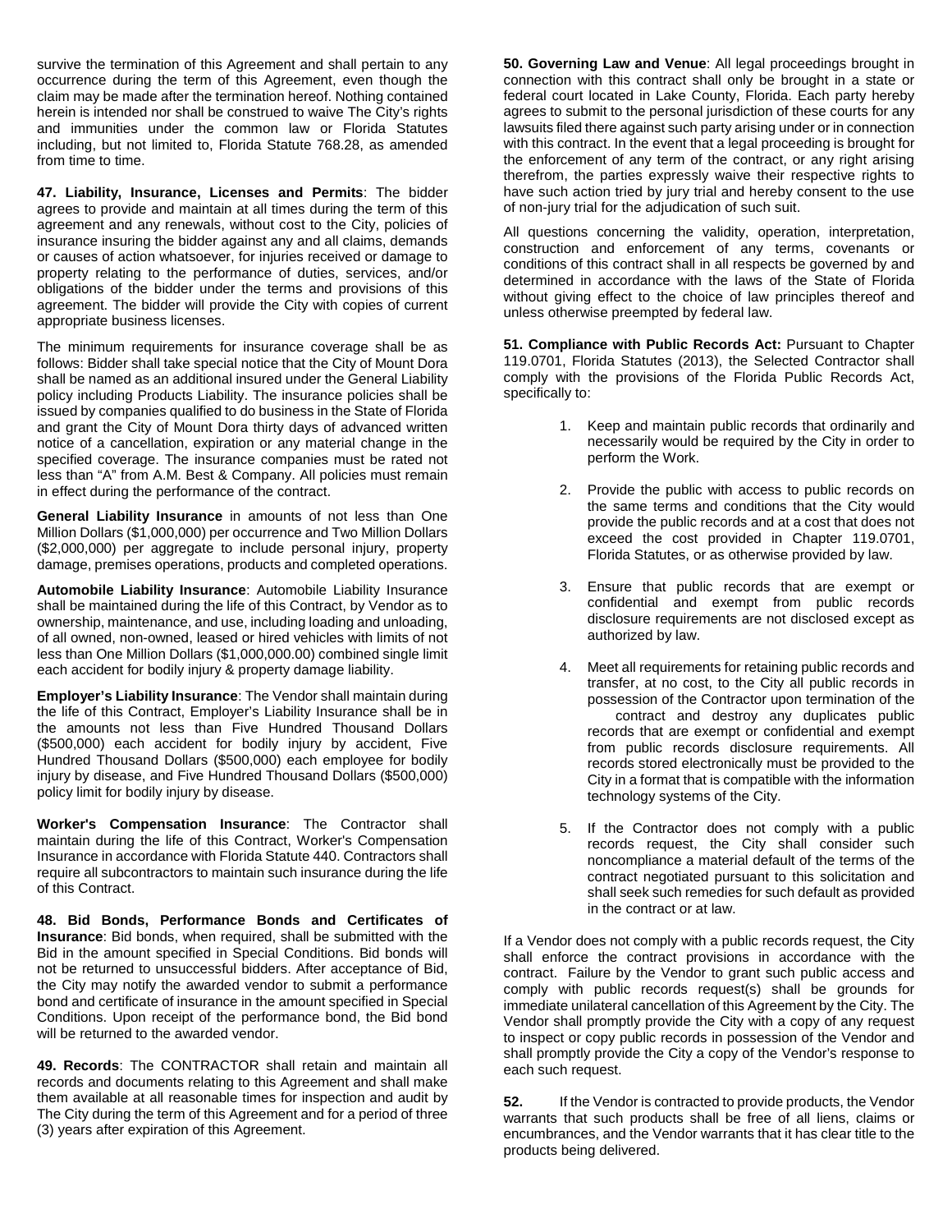survive the termination of this Agreement and shall pertain to any occurrence during the term of this Agreement, even though the claim may be made after the termination hereof. Nothing contained herein is intended nor shall be construed to waive The City's rights and immunities under the common law or Florida Statutes including, but not limited to, Florida Statute 768.28, as amended from time to time.

**47. Liability, Insurance, Licenses and Permits**: The bidder agrees to provide and maintain at all times during the term of this agreement and any renewals, without cost to the City, policies of insurance insuring the bidder against any and all claims, demands or causes of action whatsoever, for injuries received or damage to property relating to the performance of duties, services, and/or obligations of the bidder under the terms and provisions of this agreement. The bidder will provide the City with copies of current appropriate business licenses.

The minimum requirements for insurance coverage shall be as follows: Bidder shall take special notice that the City of Mount Dora shall be named as an additional insured under the General Liability policy including Products Liability. The insurance policies shall be issued by companies qualified to do business in the State of Florida and grant the City of Mount Dora thirty days of advanced written notice of a cancellation, expiration or any material change in the specified coverage. The insurance companies must be rated not less than "A" from A.M. Best & Company. All policies must remain in effect during the performance of the contract.

**General Liability Insurance** in amounts of not less than One Million Dollars ($1,000,000) per occurrence and Two Million Dollars ($2,000,000) per aggregate to include personal injury, property damage, premises operations, products and completed operations.

**Automobile Liability Insurance**: Automobile Liability Insurance shall be maintained during the life of this Contract, by Vendor as to ownership, maintenance, and use, including loading and unloading, of all owned, non-owned, leased or hired vehicles with limits of not less than One Million Dollars ($1,000,000.00) combined single limit each accident for bodily injury & property damage liability.

**Employer's Liability Insurance**: The Vendor shall maintain during the life of this Contract, Employer's Liability Insurance shall be in the amounts not less than Five Hundred Thousand Dollars ($500,000) each accident for bodily injury by accident, Five Hundred Thousand Dollars ($500,000) each employee for bodily injury by disease, and Five Hundred Thousand Dollars ($500,000) policy limit for bodily injury by disease.

**Worker's Compensation Insurance**: The Contractor shall maintain during the life of this Contract, Worker's Compensation Insurance in accordance with Florida Statute 440. Contractors shall require all subcontractors to maintain such insurance during the life of this Contract.

**48. Bid Bonds, Performance Bonds and Certificates of Insurance**: Bid bonds, when required, shall be submitted with the Bid in the amount specified in Special Conditions. Bid bonds will not be returned to unsuccessful bidders. After acceptance of Bid, the City may notify the awarded vendor to submit a performance bond and certificate of insurance in the amount specified in Special Conditions. Upon receipt of the performance bond, the Bid bond will be returned to the awarded vendor.

**49. Records**: The CONTRACTOR shall retain and maintain all records and documents relating to this Agreement and shall make them available at all reasonable times for inspection and audit by The City during the term of this Agreement and for a period of three (3) years after expiration of this Agreement.

**50. Governing Law and Venue**: All legal proceedings brought in connection with this contract shall only be brought in a state or federal court located in Lake County, Florida. Each party hereby agrees to submit to the personal jurisdiction of these courts for any lawsuits filed there against such party arising under or in connection with this contract. In the event that a legal proceeding is brought for the enforcement of any term of the contract, or any right arising therefrom, the parties expressly waive their respective rights to have such action tried by jury trial and hereby consent to the use of non-jury trial for the adjudication of such suit.

All questions concerning the validity, operation, interpretation, construction and enforcement of any terms, covenants or conditions of this contract shall in all respects be governed by and determined in accordance with the laws of the State of Florida without giving effect to the choice of law principles thereof and unless otherwise preempted by federal law.

**51. Compliance with Public Records Act:** Pursuant to Chapter 119.0701, Florida Statutes (2013), the Selected Contractor shall comply with the provisions of the Florida Public Records Act, specifically to:

1. Keep and maintain public records that ordinarily and necessarily would be required by the City in order to perform the Work.
2. Provide the public with access to public records on the same terms and conditions that the City would provide the public records and at a cost that does not exceed the cost provided in Chapter 119.0701, Florida Statutes, or as otherwise provided by law.
3. Ensure that public records that are exempt or confidential and exempt from public records disclosure requirements are not disclosed except as authorized by law.
4. Meet all requirements for retaining public records and transfer, at no cost, to the City all public records in possession of the Contractor upon termination of the contract and destroy any duplicates public records that are exempt or confidential and exempt from public records disclosure requirements. All records stored electronically must be provided to the City in a format that is compatible with the information technology systems of the City.
5. If the Contractor does not comply with a public records request, the City shall consider such noncompliance a material default of the terms of the contract negotiated pursuant to this solicitation and shall seek such remedies for such default as provided in the contract or at law.

If a Vendor does not comply with a public records request, the City shall enforce the contract provisions in accordance with the contract. Failure by the Vendor to grant such public access and comply with public records request(s) shall be grounds for immediate unilateral cancellation of this Agreement by the City. The Vendor shall promptly provide the City with a copy of any request to inspect or copy public records in possession of the Vendor and shall promptly provide the City a copy of the Vendor's response to each such request.

**52.** If the Vendor is contracted to provide products, the Vendor warrants that such products shall be free of all liens, claims or encumbrances, and the Vendor warrants that it has clear title to the products being delivered.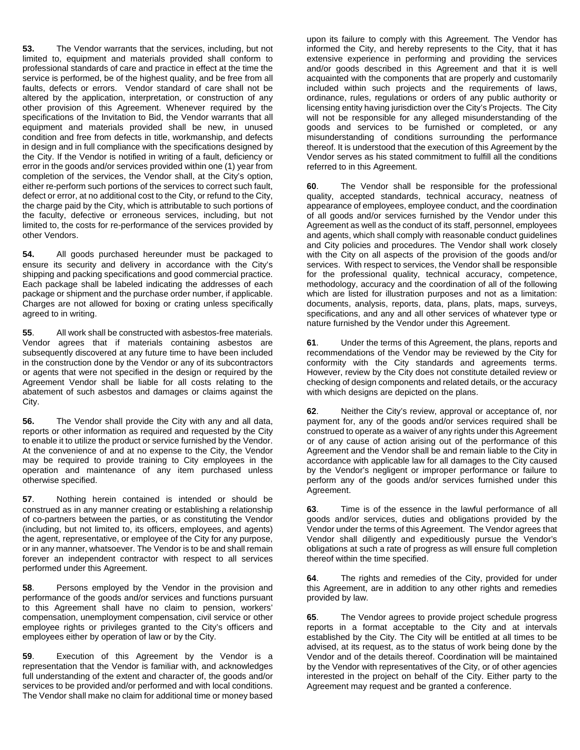**53.** The Vendor warrants that the services, including, but not limited to, equipment and materials provided shall conform to professional standards of care and practice in effect at the time the service is performed, be of the highest quality, and be free from all faults, defects or errors. Vendor standard of care shall not be altered by the application, interpretation, or construction of any other provision of this Agreement. Whenever required by the specifications of the Invitation to Bid, the Vendor warrants that all equipment and materials provided shall be new, in unused condition and free from defects in title, workmanship, and defects in design and in full compliance with the specifications designed by the City. If the Vendor is notified in writing of a fault, deficiency or error in the goods and/or services provided within one (1) year from completion of the services, the Vendor shall, at the City's option, either re-perform such portions of the services to correct such fault, defect or error, at no additional cost to the City, or refund to the City, the charge paid by the City, which is attributable to such portions of the faulty, defective or erroneous services, including, but not limited to, the costs for re-performance of the services provided by other Vendors.

**54.** All goods purchased hereunder must be packaged to ensure its security and delivery in accordance with the City's shipping and packing specifications and good commercial practice. Each package shall be labeled indicating the addresses of each package or shipment and the purchase order number, if applicable. Charges are not allowed for boxing or crating unless specifically agreed to in writing.

**55**. All work shall be constructed with asbestos-free materials. Vendor agrees that if materials containing asbestos are subsequently discovered at any future time to have been included in the construction done by the Vendor or any of its subcontractors or agents that were not specified in the design or required by the Agreement Vendor shall be liable for all costs relating to the abatement of such asbestos and damages or claims against the City.

**56.** The Vendor shall provide the City with any and all data, reports or other information as required and requested by the City to enable it to utilize the product or service furnished by the Vendor. At the convenience of and at no expense to the City, the Vendor may be required to provide training to City employees in the operation and maintenance of any item purchased unless otherwise specified.

**57**. Nothing herein contained is intended or should be construed as in any manner creating or establishing a relationship of co-partners between the parties, or as constituting the Vendor (including, but not limited to, its officers, employees, and agents) the agent, representative, or employee of the City for any purpose, or in any manner, whatsoever. The Vendor is to be and shall remain forever an independent contractor with respect to all services performed under this Agreement.

**58**. Persons employed by the Vendor in the provision and performance of the goods and/or services and functions pursuant to this Agreement shall have no claim to pension, workers' compensation, unemployment compensation, civil service or other employee rights or privileges granted to the City's officers and employees either by operation of law or by the City.

**59**. Execution of this Agreement by the Vendor is a representation that the Vendor is familiar with, and acknowledges full understanding of the extent and character of, the goods and/or services to be provided and/or performed and with local conditions. The Vendor shall make no claim for additional time or money based upon its failure to comply with this Agreement. The Vendor has informed the City, and hereby represents to the City, that it has extensive experience in performing and providing the services and/or goods described in this Agreement and that it is well acquainted with the components that are properly and customarily included within such projects and the requirements of laws, ordinance, rules, regulations or orders of any public authority or licensing entity having jurisdiction over the City's Projects. The City will not be responsible for any alleged misunderstanding of the goods and services to be furnished or completed, or any misunderstanding of conditions surrounding the performance thereof. It is understood that the execution of this Agreement by the Vendor serves as his stated commitment to fulfill all the conditions referred to in this Agreement.

**60**. The Vendor shall be responsible for the professional quality, accepted standards, technical accuracy, neatness of appearance of employees, employee conduct, and the coordination of all goods and/or services furnished by the Vendor under this Agreement as well as the conduct of its staff, personnel, employees and agents, which shall comply with reasonable conduct guidelines and City policies and procedures. The Vendor shall work closely with the City on all aspects of the provision of the goods and/or services. With respect to services, the Vendor shall be responsible for the professional quality, technical accuracy, competence, methodology, accuracy and the coordination of all of the following which are listed for illustration purposes and not as a limitation: documents, analysis, reports, data, plans, plats, maps, surveys, specifications, and any and all other services of whatever type or nature furnished by the Vendor under this Agreement.

**61**. Under the terms of this Agreement, the plans, reports and recommendations of the Vendor may be reviewed by the City for conformity with the City standards and agreements terms. However, review by the City does not constitute detailed review or checking of design components and related details, or the accuracy with which designs are depicted on the plans.

**62**. Neither the City's review, approval or acceptance of, nor payment for, any of the goods and/or services required shall be construed to operate as a waiver of any rights under this Agreement or of any cause of action arising out of the performance of this Agreement and the Vendor shall be and remain liable to the City in accordance with applicable law for all damages to the City caused by the Vendor's negligent or improper performance or failure to perform any of the goods and/or services furnished under this Agreement.

**63**. Time is of the essence in the lawful performance of all goods and/or services, duties and obligations provided by the Vendor under the terms of this Agreement. The Vendor agrees that Vendor shall diligently and expeditiously pursue the Vendor's obligations at such a rate of progress as will ensure full completion thereof within the time specified.

**64**. The rights and remedies of the City, provided for under this Agreement, are in addition to any other rights and remedies provided by law.

**65**. The Vendor agrees to provide project schedule progress reports in a format acceptable to the City and at intervals established by the City. The City will be entitled at all times to be advised, at its request, as to the status of work being done by the Vendor and of the details thereof. Coordination will be maintained by the Vendor with representatives of the City, or of other agencies interested in the project on behalf of the City. Either party to the Agreement may request and be granted a conference.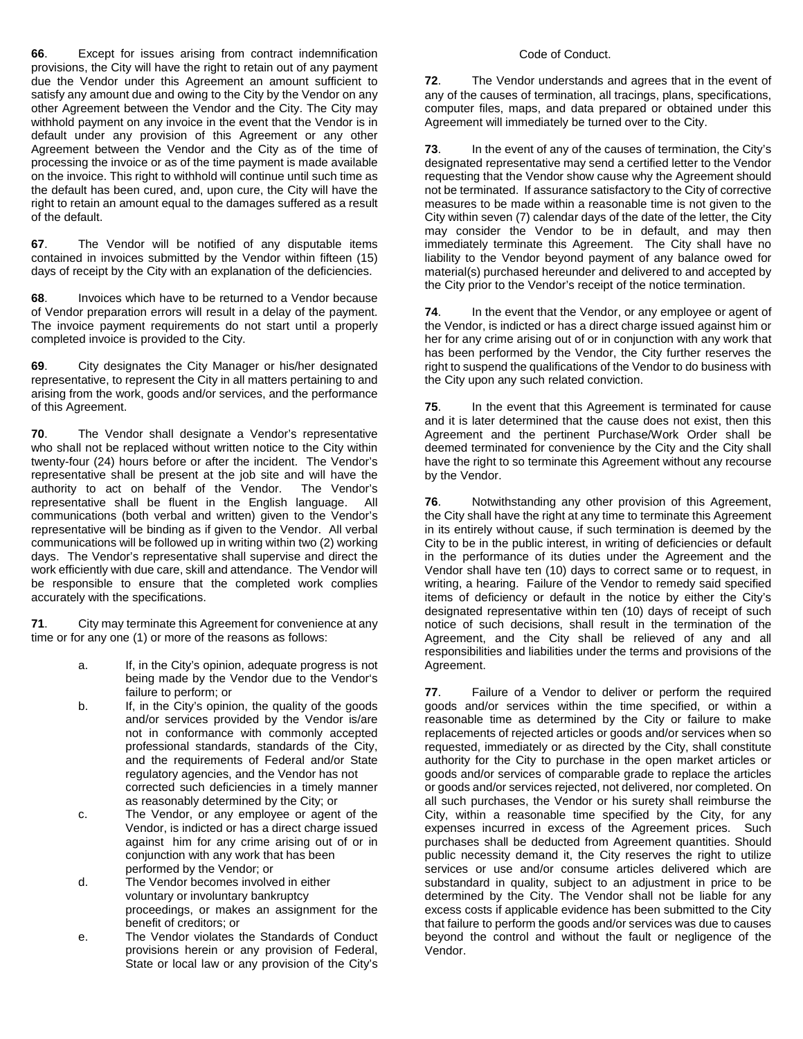**66**. Except for issues arising from contract indemnification provisions, the City will have the right to retain out of any payment due the Vendor under this Agreement an amount sufficient to satisfy any amount due and owing to the City by the Vendor on any other Agreement between the Vendor and the City. The City may withhold payment on any invoice in the event that the Vendor is in default under any provision of this Agreement or any other Agreement between the Vendor and the City as of the time of processing the invoice or as of the time payment is made available on the invoice. This right to withhold will continue until such time as the default has been cured, and, upon cure, the City will have the right to retain an amount equal to the damages suffered as a result of the default.

**67**. The Vendor will be notified of any disputable items contained in invoices submitted by the Vendor within fifteen (15) days of receipt by the City with an explanation of the deficiencies.

**68**. Invoices which have to be returned to a Vendor because of Vendor preparation errors will result in a delay of the payment. The invoice payment requirements do not start until a properly completed invoice is provided to the City.

**69**. City designates the City Manager or his/her designated representative, to represent the City in all matters pertaining to and arising from the work, goods and/or services, and the performance of this Agreement.

**70**. The Vendor shall designate a Vendor's representative who shall not be replaced without written notice to the City within twenty-four (24) hours before or after the incident. The Vendor's representative shall be present at the job site and will have the authority to act on behalf of the Vendor. The Vendor's representative shall be fluent in the English language. All communications (both verbal and written) given to the Vendor's representative will be binding as if given to the Vendor. All verbal communications will be followed up in writing within two (2) working days. The Vendor's representative shall supervise and direct the work efficiently with due care, skill and attendance. The Vendor will be responsible to ensure that the completed work complies accurately with the specifications.

**71**. City may terminate this Agreement for convenience at any time or for any one (1) or more of the reasons as follows:

a. If, in the City's opinion, adequate progress is not being made by the Vendor due to the Vendor's failure to perform; or

b. If, in the City's opinion, the quality of the goods and/or services provided by the Vendor is/are not in conformance with commonly accepted professional standards, standards of the City, and the requirements of Federal and/or State regulatory agencies, and the Vendor has not corrected such deficiencies in a timely manner as reasonably determined by the City; or

c. The Vendor, or any employee or agent of the Vendor, is indicted or has a direct charge issued against him for any crime arising out of or in conjunction with any work that has been performed by the Vendor; or

d. The Vendor becomes involved in either voluntary or involuntary bankruptcy proceedings, or makes an assignment for the benefit of creditors; or

e. The Vendor violates the Standards of Conduct provisions herein or any provision of Federal, State or local law or any provision of the City's Code of Conduct.

**72**. The Vendor understands and agrees that in the event of any of the causes of termination, all tracings, plans, specifications, computer files, maps, and data prepared or obtained under this Agreement will immediately be turned over to the City.

**73**. In the event of any of the causes of termination, the City's designated representative may send a certified letter to the Vendor requesting that the Vendor show cause why the Agreement should not be terminated. If assurance satisfactory to the City of corrective measures to be made within a reasonable time is not given to the City within seven (7) calendar days of the date of the letter, the City may consider the Vendor to be in default, and may then immediately terminate this Agreement. The City shall have no liability to the Vendor beyond payment of any balance owed for material(s) purchased hereunder and delivered to and accepted by the City prior to the Vendor's receipt of the notice termination.

**74**. In the event that the Vendor, or any employee or agent of the Vendor, is indicted or has a direct charge issued against him or her for any crime arising out of or in conjunction with any work that has been performed by the Vendor, the City further reserves the right to suspend the qualifications of the Vendor to do business with the City upon any such related conviction.

**75**. In the event that this Agreement is terminated for cause and it is later determined that the cause does not exist, then this Agreement and the pertinent Purchase/Work Order shall be deemed terminated for convenience by the City and the City shall have the right to so terminate this Agreement without any recourse by the Vendor.

**76**. Notwithstanding any other provision of this Agreement, the City shall have the right at any time to terminate this Agreement in its entirely without cause, if such termination is deemed by the City to be in the public interest, in writing of deficiencies or default in the performance of its duties under the Agreement and the Vendor shall have ten (10) days to correct same or to request, in writing, a hearing. Failure of the Vendor to remedy said specified items of deficiency or default in the notice by either the City's designated representative within ten (10) days of receipt of such notice of such decisions, shall result in the termination of the Agreement, and the City shall be relieved of any and all responsibilities and liabilities under the terms and provisions of the Agreement.

**77**. Failure of a Vendor to deliver or perform the required goods and/or services within the time specified, or within a reasonable time as determined by the City or failure to make replacements of rejected articles or goods and/or services when so requested, immediately or as directed by the City, shall constitute authority for the City to purchase in the open market articles or goods and/or services of comparable grade to replace the articles or goods and/or services rejected, not delivered, nor completed. On all such purchases, the Vendor or his surety shall reimburse the City, within a reasonable time specified by the City, for any expenses incurred in excess of the Agreement prices. Such purchases shall be deducted from Agreement quantities. Should public necessity demand it, the City reserves the right to utilize services or use and/or consume articles delivered which are substandard in quality, subject to an adjustment in price to be determined by the City. The Vendor shall not be liable for any excess costs if applicable evidence has been submitted to the City that failure to perform the goods and/or services was due to causes beyond the control and without the fault or negligence of the Vendor.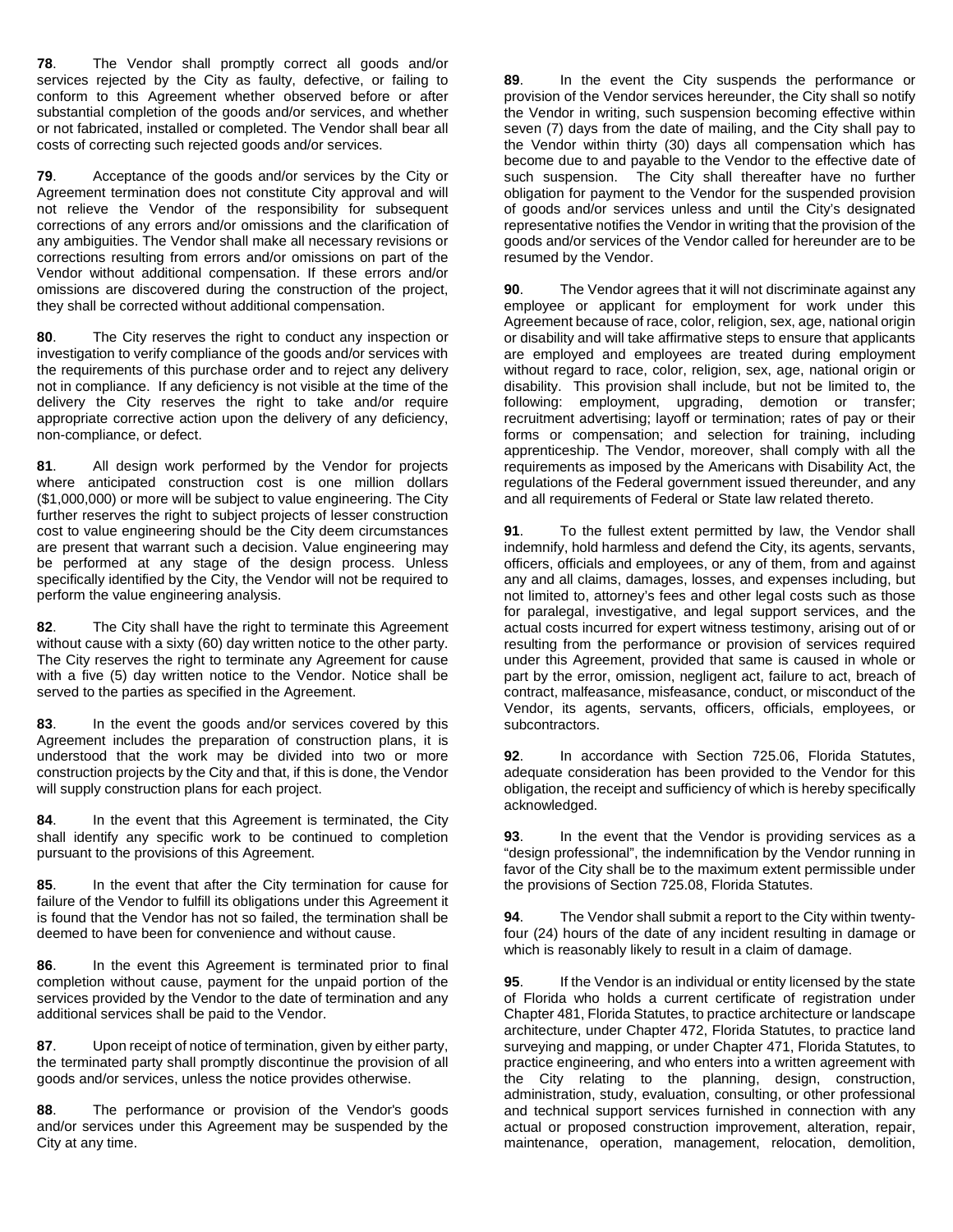**78**. The Vendor shall promptly correct all goods and/or services rejected by the City as faulty, defective, or failing to conform to this Agreement whether observed before or after substantial completion of the goods and/or services, and whether or not fabricated, installed or completed. The Vendor shall bear all costs of correcting such rejected goods and/or services.

**79**. Acceptance of the goods and/or services by the City or Agreement termination does not constitute City approval and will not relieve the Vendor of the responsibility for subsequent corrections of any errors and/or omissions and the clarification of any ambiguities. The Vendor shall make all necessary revisions or corrections resulting from errors and/or omissions on part of the Vendor without additional compensation. If these errors and/or omissions are discovered during the construction of the project, they shall be corrected without additional compensation.

**80**. The City reserves the right to conduct any inspection or investigation to verify compliance of the goods and/or services with the requirements of this purchase order and to reject any delivery not in compliance. If any deficiency is not visible at the time of the delivery the City reserves the right to take and/or require appropriate corrective action upon the delivery of any deficiency, non-compliance, or defect.

**81**. All design work performed by the Vendor for projects where anticipated construction cost is one million dollars ($1,000,000) or more will be subject to value engineering. The City further reserves the right to subject projects of lesser construction cost to value engineering should be the City deem circumstances are present that warrant such a decision. Value engineering may be performed at any stage of the design process. Unless specifically identified by the City, the Vendor will not be required to perform the value engineering analysis.

**82**. The City shall have the right to terminate this Agreement without cause with a sixty (60) day written notice to the other party. The City reserves the right to terminate any Agreement for cause with a five (5) day written notice to the Vendor. Notice shall be served to the parties as specified in the Agreement.

**83**. In the event the goods and/or services covered by this Agreement includes the preparation of construction plans, it is understood that the work may be divided into two or more construction projects by the City and that, if this is done, the Vendor will supply construction plans for each project.

**84**. In the event that this Agreement is terminated, the City shall identify any specific work to be continued to completion pursuant to the provisions of this Agreement.

**85**. In the event that after the City termination for cause for failure of the Vendor to fulfill its obligations under this Agreement it is found that the Vendor has not so failed, the termination shall be deemed to have been for convenience and without cause.

**86**. In the event this Agreement is terminated prior to final completion without cause, payment for the unpaid portion of the services provided by the Vendor to the date of termination and any additional services shall be paid to the Vendor.

**87**. Upon receipt of notice of termination, given by either party, the terminated party shall promptly discontinue the provision of all goods and/or services, unless the notice provides otherwise.

**88**. The performance or provision of the Vendor's goods and/or services under this Agreement may be suspended by the City at any time.

**89**. In the event the City suspends the performance or provision of the Vendor services hereunder, the City shall so notify the Vendor in writing, such suspension becoming effective within seven (7) days from the date of mailing, and the City shall pay to the Vendor within thirty (30) days all compensation which has become due to and payable to the Vendor to the effective date of such suspension. The City shall thereafter have no further obligation for payment to the Vendor for the suspended provision of goods and/or services unless and until the City's designated representative notifies the Vendor in writing that the provision of the goods and/or services of the Vendor called for hereunder are to be resumed by the Vendor.

**90**. The Vendor agrees that it will not discriminate against any employee or applicant for employment for work under this Agreement because of race, color, religion, sex, age, national origin or disability and will take affirmative steps to ensure that applicants are employed and employees are treated during employment without regard to race, color, religion, sex, age, national origin or disability. This provision shall include, but not be limited to, the following: employment, upgrading, demotion or transfer; recruitment advertising; layoff or termination; rates of pay or their forms or compensation; and selection for training, including apprenticeship. The Vendor, moreover, shall comply with all the requirements as imposed by the Americans with Disability Act, the regulations of the Federal government issued thereunder, and any and all requirements of Federal or State law related thereto.

**91**. To the fullest extent permitted by law, the Vendor shall indemnify, hold harmless and defend the City, its agents, servants, officers, officials and employees, or any of them, from and against any and all claims, damages, losses, and expenses including, but not limited to, attorney's fees and other legal costs such as those for paralegal, investigative, and legal support services, and the actual costs incurred for expert witness testimony, arising out of or resulting from the performance or provision of services required under this Agreement, provided that same is caused in whole or part by the error, omission, negligent act, failure to act, breach of contract, malfeasance, misfeasance, conduct, or misconduct of the Vendor, its agents, servants, officers, officials, employees, or subcontractors.

**92**. In accordance with Section 725.06, Florida Statutes, adequate consideration has been provided to the Vendor for this obligation, the receipt and sufficiency of which is hereby specifically acknowledged.

**93**. In the event that the Vendor is providing services as a "design professional", the indemnification by the Vendor running in favor of the City shall be to the maximum extent permissible under the provisions of Section 725.08, Florida Statutes.

**94**. The Vendor shall submit a report to the City within twenty-four (24) hours of the date of any incident resulting in damage or which is reasonably likely to result in a claim of damage.

**95**. If the Vendor is an individual or entity licensed by the state of Florida who holds a current certificate of registration under Chapter 481, Florida Statutes, to practice architecture or landscape architecture, under Chapter 472, Florida Statutes, to practice land surveying and mapping, or under Chapter 471, Florida Statutes, to practice engineering, and who enters into a written agreement with the City relating to the planning, design, construction, administration, study, evaluation, consulting, or other professional and technical support services furnished in connection with any actual or proposed construction improvement, alteration, repair, maintenance, operation, management, relocation, demolition,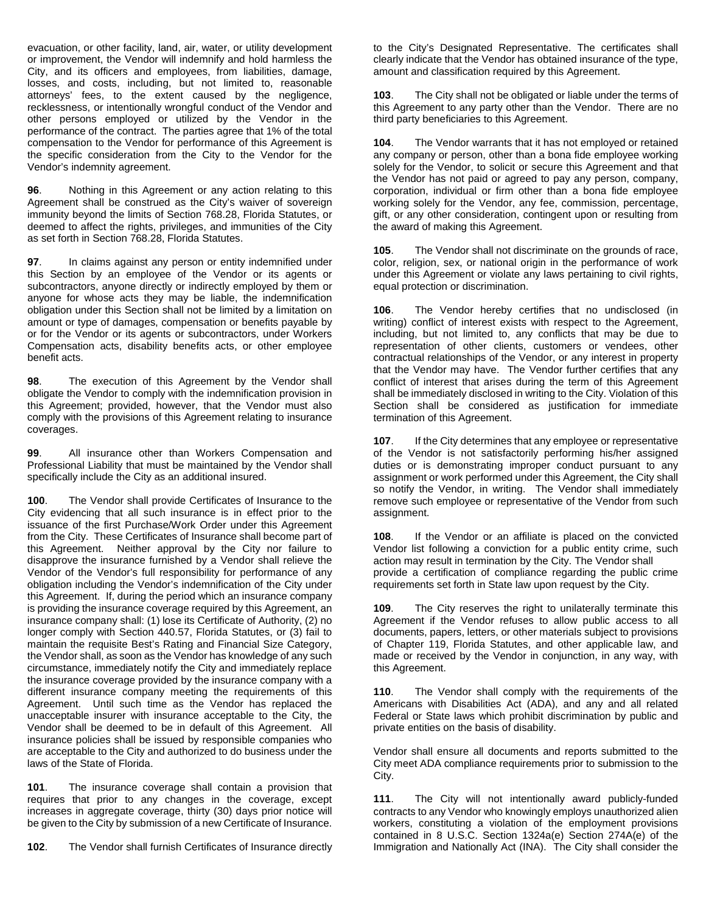evacuation, or other facility, land, air, water, or utility development or improvement, the Vendor will indemnify and hold harmless the City, and its officers and employees, from liabilities, damage, losses, and costs, including, but not limited to, reasonable attorneys' fees, to the extent caused by the negligence, recklessness, or intentionally wrongful conduct of the Vendor and other persons employed or utilized by the Vendor in the performance of the contract. The parties agree that 1% of the total compensation to the Vendor for performance of this Agreement is the specific consideration from the City to the Vendor for the Vendor's indemnity agreement.

**96**. Nothing in this Agreement or any action relating to this Agreement shall be construed as the City's waiver of sovereign immunity beyond the limits of Section 768.28, Florida Statutes, or deemed to affect the rights, privileges, and immunities of the City as set forth in Section 768.28, Florida Statutes.

**97**. In claims against any person or entity indemnified under this Section by an employee of the Vendor or its agents or subcontractors, anyone directly or indirectly employed by them or anyone for whose acts they may be liable, the indemnification obligation under this Section shall not be limited by a limitation on amount or type of damages, compensation or benefits payable by or for the Vendor or its agents or subcontractors, under Workers Compensation acts, disability benefits acts, or other employee benefit acts.

**98**. The execution of this Agreement by the Vendor shall obligate the Vendor to comply with the indemnification provision in this Agreement; provided, however, that the Vendor must also comply with the provisions of this Agreement relating to insurance coverages.

**99**. All insurance other than Workers Compensation and Professional Liability that must be maintained by the Vendor shall specifically include the City as an additional insured.

**100**. The Vendor shall provide Certificates of Insurance to the City evidencing that all such insurance is in effect prior to the issuance of the first Purchase/Work Order under this Agreement from the City. These Certificates of Insurance shall become part of this Agreement. Neither approval by the City nor failure to disapprove the insurance furnished by a Vendor shall relieve the Vendor of the Vendor's full responsibility for performance of any obligation including the Vendor's indemnification of the City under this Agreement. If, during the period which an insurance company is providing the insurance coverage required by this Agreement, an insurance company shall: (1) lose its Certificate of Authority, (2) no longer comply with Section 440.57, Florida Statutes, or (3) fail to maintain the requisite Best's Rating and Financial Size Category, the Vendor shall, as soon as the Vendor has knowledge of any such circumstance, immediately notify the City and immediately replace the insurance coverage provided by the insurance company with a different insurance company meeting the requirements of this Agreement. Until such time as the Vendor has replaced the unacceptable insurer with insurance acceptable to the City, the Vendor shall be deemed to be in default of this Agreement. All insurance policies shall be issued by responsible companies who are acceptable to the City and authorized to do business under the laws of the State of Florida.

**101**. The insurance coverage shall contain a provision that requires that prior to any changes in the coverage, except increases in aggregate coverage, thirty (30) days prior notice will be given to the City by submission of a new Certificate of Insurance.

**102**. The Vendor shall furnish Certificates of Insurance directly to the City's Designated Representative. The certificates shall clearly indicate that the Vendor has obtained insurance of the type, amount and classification required by this Agreement.

**103**. The City shall not be obligated or liable under the terms of this Agreement to any party other than the Vendor. There are no third party beneficiaries to this Agreement.

**104**. The Vendor warrants that it has not employed or retained any company or person, other than a bona fide employee working solely for the Vendor, to solicit or secure this Agreement and that the Vendor has not paid or agreed to pay any person, company, corporation, individual or firm other than a bona fide employee working solely for the Vendor, any fee, commission, percentage, gift, or any other consideration, contingent upon or resulting from the award of making this Agreement.

**105**. The Vendor shall not discriminate on the grounds of race, color, religion, sex, or national origin in the performance of work under this Agreement or violate any laws pertaining to civil rights, equal protection or discrimination.

**106**. The Vendor hereby certifies that no undisclosed (in writing) conflict of interest exists with respect to the Agreement, including, but not limited to, any conflicts that may be due to representation of other clients, customers or vendees, other contractual relationships of the Vendor, or any interest in property that the Vendor may have. The Vendor further certifies that any conflict of interest that arises during the term of this Agreement shall be immediately disclosed in writing to the City. Violation of this Section shall be considered as justification for immediate termination of this Agreement.

**107**. If the City determines that any employee or representative of the Vendor is not satisfactorily performing his/her assigned duties or is demonstrating improper conduct pursuant to any assignment or work performed under this Agreement, the City shall so notify the Vendor, in writing. The Vendor shall immediately remove such employee or representative of the Vendor from such assignment.

**108**. If the Vendor or an affiliate is placed on the convicted Vendor list following a conviction for a public entity crime, such action may result in termination by the City. The Vendor shall provide a certification of compliance regarding the public crime requirements set forth in State law upon request by the City.

**109**. The City reserves the right to unilaterally terminate this Agreement if the Vendor refuses to allow public access to all documents, papers, letters, or other materials subject to provisions of Chapter 119, Florida Statutes, and other applicable law, and made or received by the Vendor in conjunction, in any way, with this Agreement.

**110**. The Vendor shall comply with the requirements of the Americans with Disabilities Act (ADA), and any and all related Federal or State laws which prohibit discrimination by public and private entities on the basis of disability.

Vendor shall ensure all documents and reports submitted to the City meet ADA compliance requirements prior to submission to the City.

**111**. The City will not intentionally award publicly-funded contracts to any Vendor who knowingly employs unauthorized alien workers, constituting a violation of the employment provisions contained in 8 U.S.C. Section 1324a(e) Section 274A(e) of the Immigration and Nationally Act (INA). The City shall consider the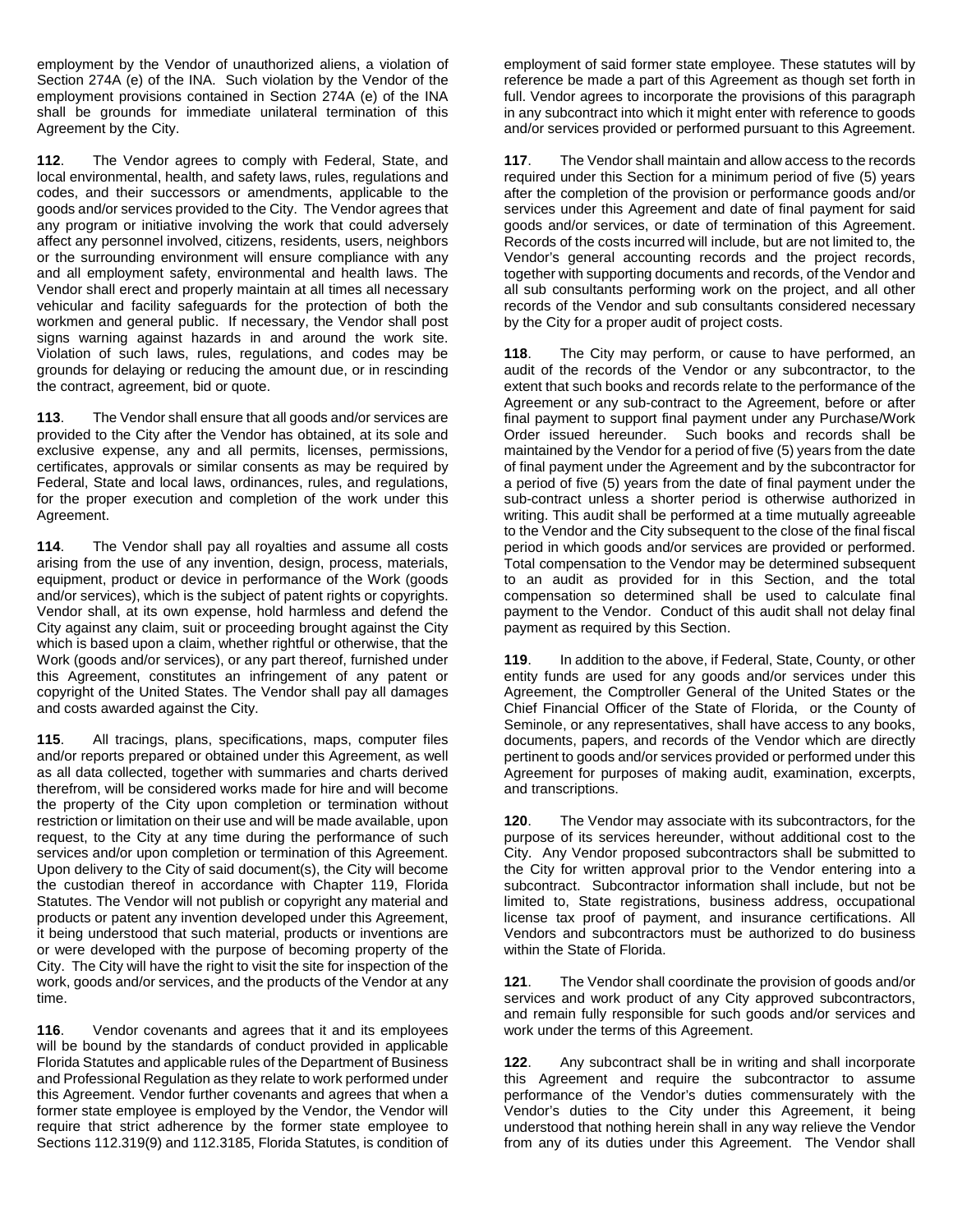employment by the Vendor of unauthorized aliens, a violation of Section 274A (e) of the INA. Such violation by the Vendor of the employment provisions contained in Section 274A (e) of the INA shall be grounds for immediate unilateral termination of this Agreement by the City.

**112**. The Vendor agrees to comply with Federal, State, and local environmental, health, and safety laws, rules, regulations and codes, and their successors or amendments, applicable to the goods and/or services provided to the City. The Vendor agrees that any program or initiative involving the work that could adversely affect any personnel involved, citizens, residents, users, neighbors or the surrounding environment will ensure compliance with any and all employment safety, environmental and health laws. The Vendor shall erect and properly maintain at all times all necessary vehicular and facility safeguards for the protection of both the workmen and general public. If necessary, the Vendor shall post signs warning against hazards in and around the work site. Violation of such laws, rules, regulations, and codes may be grounds for delaying or reducing the amount due, or in rescinding the contract, agreement, bid or quote.

**113**. The Vendor shall ensure that all goods and/or services are provided to the City after the Vendor has obtained, at its sole and exclusive expense, any and all permits, licenses, permissions, certificates, approvals or similar consents as may be required by Federal, State and local laws, ordinances, rules, and regulations, for the proper execution and completion of the work under this Agreement.

**114**. The Vendor shall pay all royalties and assume all costs arising from the use of any invention, design, process, materials, equipment, product or device in performance of the Work (goods and/or services), which is the subject of patent rights or copyrights. Vendor shall, at its own expense, hold harmless and defend the City against any claim, suit or proceeding brought against the City which is based upon a claim, whether rightful or otherwise, that the Work (goods and/or services), or any part thereof, furnished under this Agreement, constitutes an infringement of any patent or copyright of the United States. The Vendor shall pay all damages and costs awarded against the City.

**115**. All tracings, plans, specifications, maps, computer files and/or reports prepared or obtained under this Agreement, as well as all data collected, together with summaries and charts derived therefrom, will be considered works made for hire and will become the property of the City upon completion or termination without restriction or limitation on their use and will be made available, upon request, to the City at any time during the performance of such services and/or upon completion or termination of this Agreement. Upon delivery to the City of said document(s), the City will become the custodian thereof in accordance with Chapter 119, Florida Statutes. The Vendor will not publish or copyright any material and products or patent any invention developed under this Agreement, it being understood that such material, products or inventions are or were developed with the purpose of becoming property of the City. The City will have the right to visit the site for inspection of the work, goods and/or services, and the products of the Vendor at any time.

**116**. Vendor covenants and agrees that it and its employees will be bound by the standards of conduct provided in applicable Florida Statutes and applicable rules of the Department of Business and Professional Regulation as they relate to work performed under this Agreement. Vendor further covenants and agrees that when a former state employee is employed by the Vendor, the Vendor will require that strict adherence by the former state employee to Sections 112.319(9) and 112.3185, Florida Statutes, is condition of employment of said former state employee. These statutes will by reference be made a part of this Agreement as though set forth in full. Vendor agrees to incorporate the provisions of this paragraph in any subcontract into which it might enter with reference to goods and/or services provided or performed pursuant to this Agreement.

**117**. The Vendor shall maintain and allow access to the records required under this Section for a minimum period of five (5) years after the completion of the provision or performance goods and/or services under this Agreement and date of final payment for said goods and/or services, or date of termination of this Agreement. Records of the costs incurred will include, but are not limited to, the Vendor's general accounting records and the project records, together with supporting documents and records, of the Vendor and all sub consultants performing work on the project, and all other records of the Vendor and sub consultants considered necessary by the City for a proper audit of project costs.

**118**. The City may perform, or cause to have performed, an audit of the records of the Vendor or any subcontractor, to the extent that such books and records relate to the performance of the Agreement or any sub-contract to the Agreement, before or after final payment to support final payment under any Purchase/Work Order issued hereunder. Such books and records shall be maintained by the Vendor for a period of five (5) years from the date of final payment under the Agreement and by the subcontractor for a period of five (5) years from the date of final payment under the sub-contract unless a shorter period is otherwise authorized in writing. This audit shall be performed at a time mutually agreeable to the Vendor and the City subsequent to the close of the final fiscal period in which goods and/or services are provided or performed. Total compensation to the Vendor may be determined subsequent to an audit as provided for in this Section, and the total compensation so determined shall be used to calculate final payment to the Vendor. Conduct of this audit shall not delay final payment as required by this Section.

**119**. In addition to the above, if Federal, State, County, or other entity funds are used for any goods and/or services under this Agreement, the Comptroller General of the United States or the Chief Financial Officer of the State of Florida, or the County of Seminole, or any representatives, shall have access to any books, documents, papers, and records of the Vendor which are directly pertinent to goods and/or services provided or performed under this Agreement for purposes of making audit, examination, excerpts, and transcriptions.

**120**. The Vendor may associate with its subcontractors, for the purpose of its services hereunder, without additional cost to the City. Any Vendor proposed subcontractors shall be submitted to the City for written approval prior to the Vendor entering into a subcontract. Subcontractor information shall include, but not be limited to, State registrations, business address, occupational license tax proof of payment, and insurance certifications. All Vendors and subcontractors must be authorized to do business within the State of Florida.

**121**. The Vendor shall coordinate the provision of goods and/or services and work product of any City approved subcontractors, and remain fully responsible for such goods and/or services and work under the terms of this Agreement.

**122**. Any subcontract shall be in writing and shall incorporate this Agreement and require the subcontractor to assume performance of the Vendor's duties commensurately with the Vendor's duties to the City under this Agreement, it being understood that nothing herein shall in any way relieve the Vendor from any of its duties under this Agreement. The Vendor shall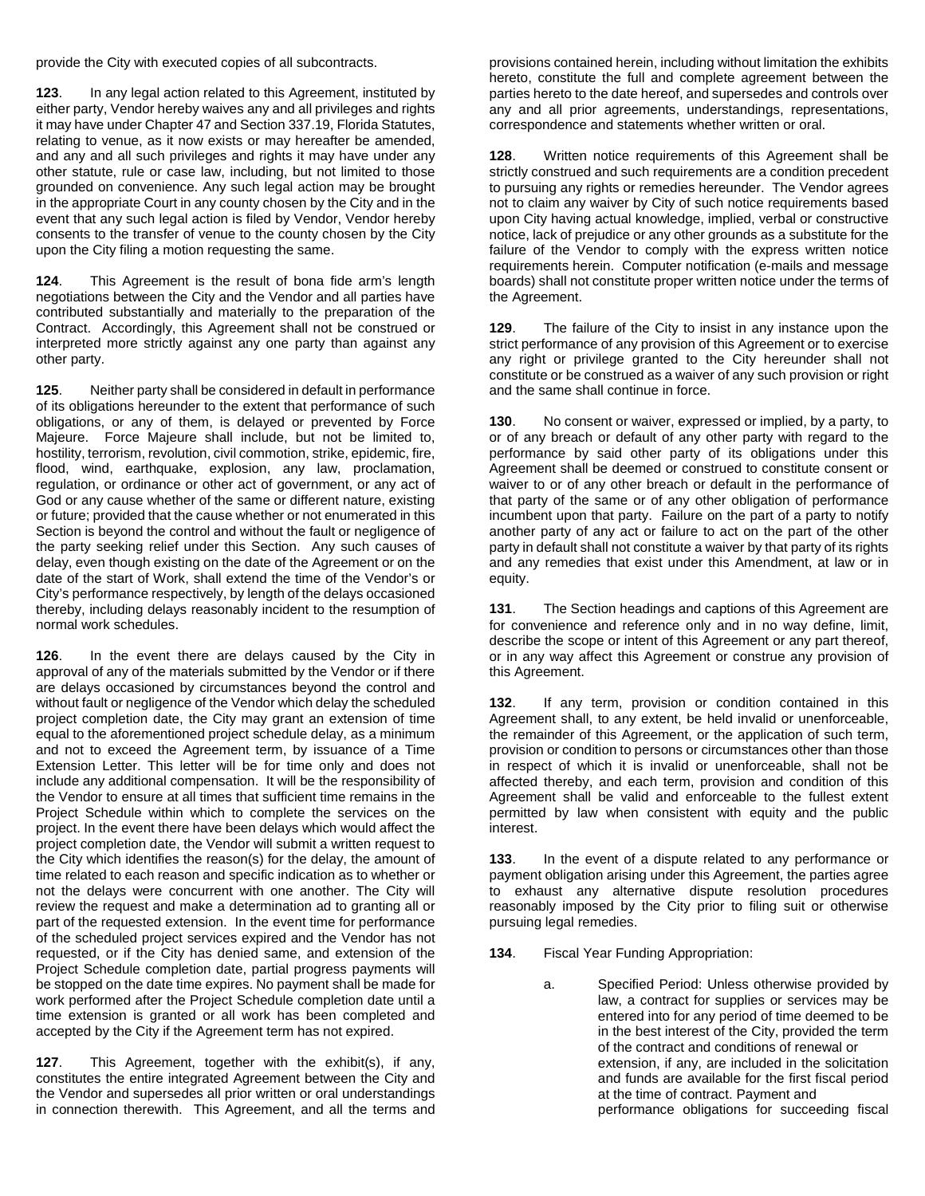provide the City with executed copies of all subcontracts.

**123**. In any legal action related to this Agreement, instituted by either party, Vendor hereby waives any and all privileges and rights it may have under Chapter 47 and Section 337.19, Florida Statutes, relating to venue, as it now exists or may hereafter be amended, and any and all such privileges and rights it may have under any other statute, rule or case law, including, but not limited to those grounded on convenience. Any such legal action may be brought in the appropriate Court in any county chosen by the City and in the event that any such legal action is filed by Vendor, Vendor hereby consents to the transfer of venue to the county chosen by the City upon the City filing a motion requesting the same.

**124**. This Agreement is the result of bona fide arm's length negotiations between the City and the Vendor and all parties have contributed substantially and materially to the preparation of the Contract. Accordingly, this Agreement shall not be construed or interpreted more strictly against any one party than against any other party.

**125**. Neither party shall be considered in default in performance of its obligations hereunder to the extent that performance of such obligations, or any of them, is delayed or prevented by Force Majeure. Force Majeure shall include, but not be limited to, hostility, terrorism, revolution, civil commotion, strike, epidemic, fire, flood, wind, earthquake, explosion, any law, proclamation, regulation, or ordinance or other act of government, or any act of God or any cause whether of the same or different nature, existing or future; provided that the cause whether or not enumerated in this Section is beyond the control and without the fault or negligence of the party seeking relief under this Section. Any such causes of delay, even though existing on the date of the Agreement or on the date of the start of Work, shall extend the time of the Vendor's or City's performance respectively, by length of the delays occasioned thereby, including delays reasonably incident to the resumption of normal work schedules.

**126**. In the event there are delays caused by the City in approval of any of the materials submitted by the Vendor or if there are delays occasioned by circumstances beyond the control and without fault or negligence of the Vendor which delay the scheduled project completion date, the City may grant an extension of time equal to the aforementioned project schedule delay, as a minimum and not to exceed the Agreement term, by issuance of a Time Extension Letter. This letter will be for time only and does not include any additional compensation. It will be the responsibility of the Vendor to ensure at all times that sufficient time remains in the Project Schedule within which to complete the services on the project. In the event there have been delays which would affect the project completion date, the Vendor will submit a written request to the City which identifies the reason(s) for the delay, the amount of time related to each reason and specific indication as to whether or not the delays were concurrent with one another. The City will review the request and make a determination ad to granting all or part of the requested extension. In the event time for performance of the scheduled project services expired and the Vendor has not requested, or if the City has denied same, and extension of the Project Schedule completion date, partial progress payments will be stopped on the date time expires. No payment shall be made for work performed after the Project Schedule completion date until a time extension is granted or all work has been completed and accepted by the City if the Agreement term has not expired.

**127**. This Agreement, together with the exhibit(s), if any, constitutes the entire integrated Agreement between the City and the Vendor and supersedes all prior written or oral understandings in connection therewith. This Agreement, and all the terms and provisions contained herein, including without limitation the exhibits hereto, constitute the full and complete agreement between the parties hereto to the date hereof, and supersedes and controls over any and all prior agreements, understandings, representations, correspondence and statements whether written or oral.

**128**. Written notice requirements of this Agreement shall be strictly construed and such requirements are a condition precedent to pursuing any rights or remedies hereunder. The Vendor agrees not to claim any waiver by City of such notice requirements based upon City having actual knowledge, implied, verbal or constructive notice, lack of prejudice or any other grounds as a substitute for the failure of the Vendor to comply with the express written notice requirements herein. Computer notification (e-mails and message boards) shall not constitute proper written notice under the terms of the Agreement.

**129**. The failure of the City to insist in any instance upon the strict performance of any provision of this Agreement or to exercise any right or privilege granted to the City hereunder shall not constitute or be construed as a waiver of any such provision or right and the same shall continue in force.

**130**. No consent or waiver, expressed or implied, by a party, to or of any breach or default of any other party with regard to the performance by said other party of its obligations under this Agreement shall be deemed or construed to constitute consent or waiver to or of any other breach or default in the performance of that party of the same or of any other obligation of performance incumbent upon that party. Failure on the part of a party to notify another party of any act or failure to act on the part of the other party in default shall not constitute a waiver by that party of its rights and any remedies that exist under this Amendment, at law or in equity.

**131**. The Section headings and captions of this Agreement are for convenience and reference only and in no way define, limit, describe the scope or intent of this Agreement or any part thereof, or in any way affect this Agreement or construe any provision of this Agreement.

**132**. If any term, provision or condition contained in this Agreement shall, to any extent, be held invalid or unenforceable, the remainder of this Agreement, or the application of such term, provision or condition to persons or circumstances other than those in respect of which it is invalid or unenforceable, shall not be affected thereby, and each term, provision and condition of this Agreement shall be valid and enforceable to the fullest extent permitted by law when consistent with equity and the public interest.

**133**. In the event of a dispute related to any performance or payment obligation arising under this Agreement, the parties agree to exhaust any alternative dispute resolution procedures reasonably imposed by the City prior to filing suit or otherwise pursuing legal remedies.

**134**. Fiscal Year Funding Appropriation:

a. Specified Period: Unless otherwise provided by law, a contract for supplies or services may be entered into for any period of time deemed to be in the best interest of the City, provided the term of the contract and conditions of renewal or extension, if any, are included in the solicitation and funds are available for the first fiscal period at the time of contract. Payment and performance obligations for succeeding fiscal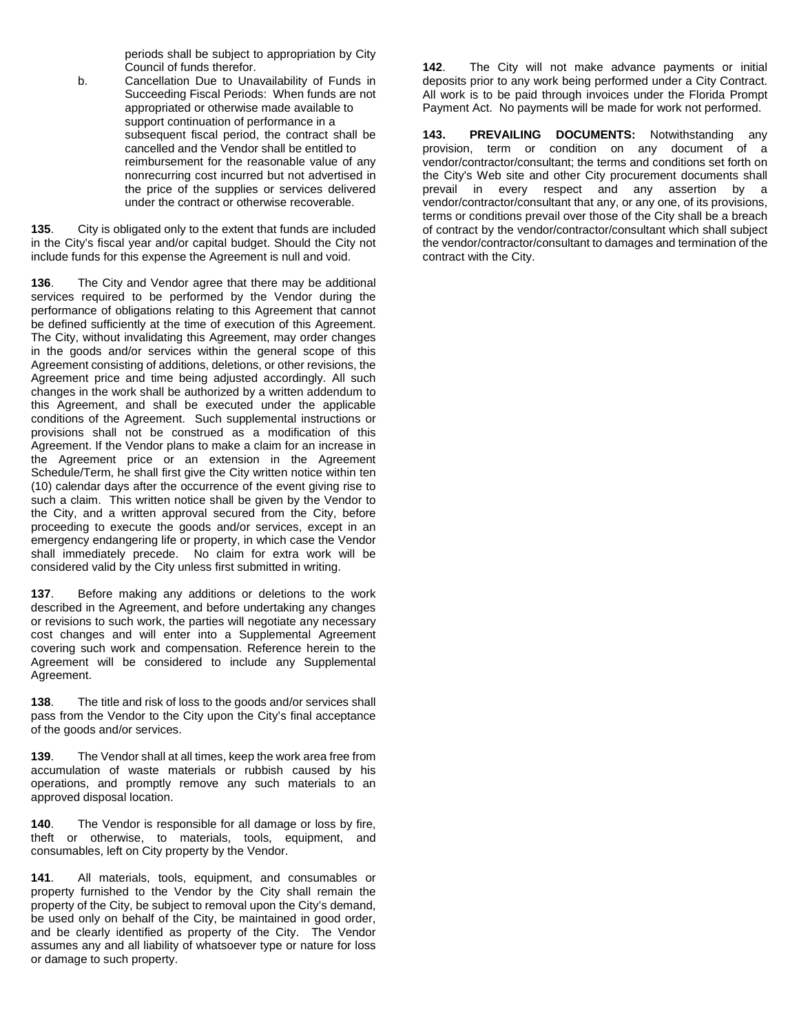periods shall be subject to appropriation by City Council of funds therefor.

b. Cancellation Due to Unavailability of Funds in Succeeding Fiscal Periods: When funds are not appropriated or otherwise made available to support continuation of performance in a subsequent fiscal period, the contract shall be cancelled and the Vendor shall be entitled to reimbursement for the reasonable value of any nonrecurring cost incurred but not advertised in the price of the supplies or services delivered under the contract or otherwise recoverable.

**135**. City is obligated only to the extent that funds are included in the City's fiscal year and/or capital budget. Should the City not include funds for this expense the Agreement is null and void.

**136**. The City and Vendor agree that there may be additional services required to be performed by the Vendor during the performance of obligations relating to this Agreement that cannot be defined sufficiently at the time of execution of this Agreement. The City, without invalidating this Agreement, may order changes in the goods and/or services within the general scope of this Agreement consisting of additions, deletions, or other revisions, the Agreement price and time being adjusted accordingly. All such changes in the work shall be authorized by a written addendum to this Agreement, and shall be executed under the applicable conditions of the Agreement. Such supplemental instructions or provisions shall not be construed as a modification of this Agreement. If the Vendor plans to make a claim for an increase in the Agreement price or an extension in the Agreement Schedule/Term, he shall first give the City written notice within ten (10) calendar days after the occurrence of the event giving rise to such a claim. This written notice shall be given by the Vendor to the City, and a written approval secured from the City, before proceeding to execute the goods and/or services, except in an emergency endangering life or property, in which case the Vendor shall immediately precede. No claim for extra work will be considered valid by the City unless first submitted in writing.

**137**. Before making any additions or deletions to the work described in the Agreement, and before undertaking any changes or revisions to such work, the parties will negotiate any necessary cost changes and will enter into a Supplemental Agreement covering such work and compensation. Reference herein to the Agreement will be considered to include any Supplemental Agreement.

**138**. The title and risk of loss to the goods and/or services shall pass from the Vendor to the City upon the City's final acceptance of the goods and/or services.

**139**. The Vendor shall at all times, keep the work area free from accumulation of waste materials or rubbish caused by his operations, and promptly remove any such materials to an approved disposal location.

**140**. The Vendor is responsible for all damage or loss by fire, theft or otherwise, to materials, tools, equipment, and consumables, left on City property by the Vendor.

**141**. All materials, tools, equipment, and consumables or property furnished to the Vendor by the City shall remain the property of the City, be subject to removal upon the City's demand, be used only on behalf of the City, be maintained in good order, and be clearly identified as property of the City. The Vendor assumes any and all liability of whatsoever type or nature for loss or damage to such property.

**142**. The City will not make advance payments or initial deposits prior to any work being performed under a City Contract. All work is to be paid through invoices under the Florida Prompt Payment Act. No payments will be made for work not performed.

**143. PREVAILING DOCUMENTS:** Notwithstanding any provision, term or condition on any document of a vendor/contractor/consultant; the terms and conditions set forth on the City's Web site and other City procurement documents shall prevail in every respect and any assertion by a vendor/contractor/consultant that any, or any one, of its provisions, terms or conditions prevail over those of the City shall be a breach of contract by the vendor/contractor/consultant which shall subject the vendor/contractor/consultant to damages and termination of the contract with the City.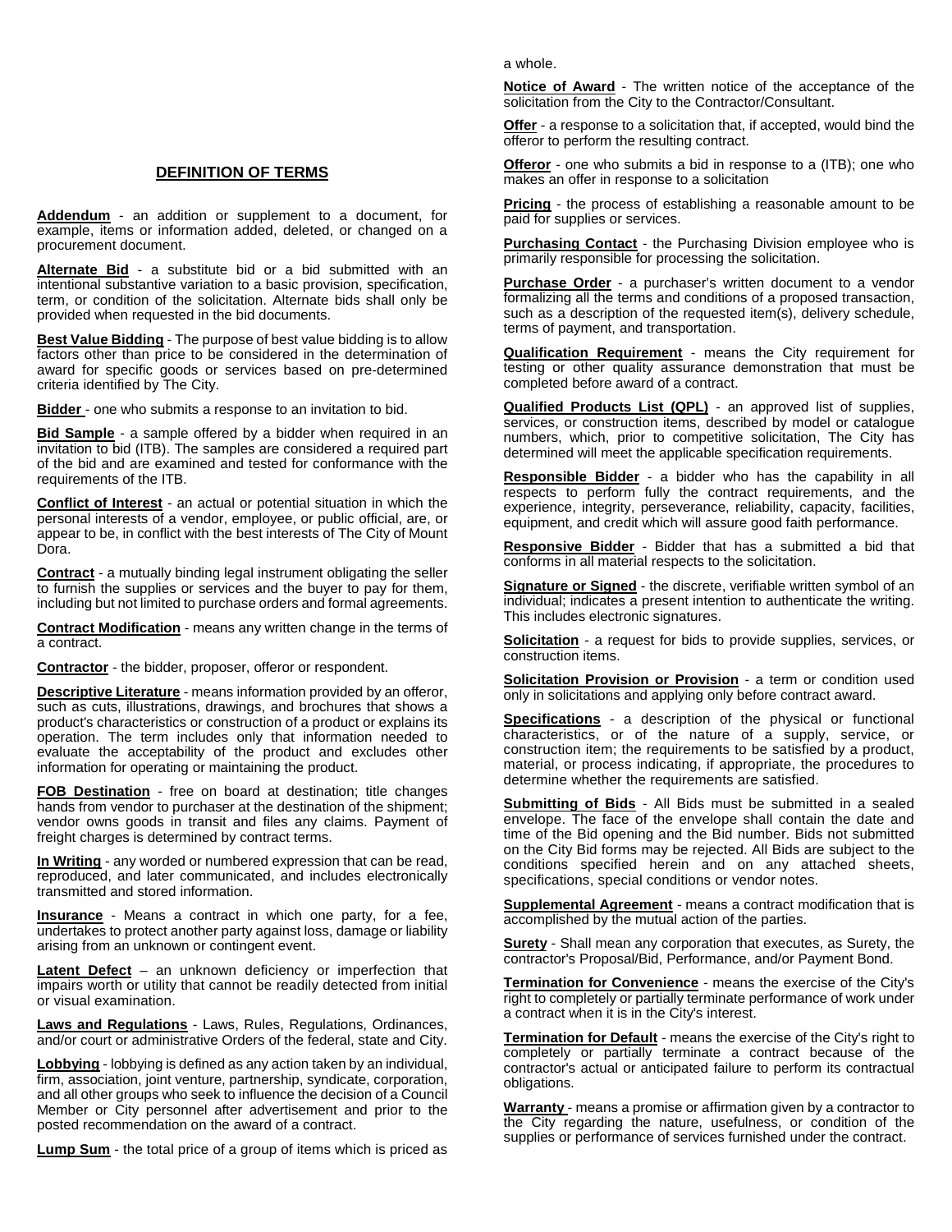## DEFINITION OF TERMS

**Addendum** - an addition or supplement to a document, for example, items or information added, deleted, or changed on a procurement document.

**Alternate Bid** - a substitute bid or a bid submitted with an intentional substantive variation to a basic provision, specification, term, or condition of the solicitation. Alternate bids shall only be provided when requested in the bid documents.

**Best Value Bidding** - The purpose of best value bidding is to allow factors other than price to be considered in the determination of award for specific goods or services based on pre-determined criteria identified by The City.

**Bidder** - one who submits a response to an invitation to bid.

**Bid Sample** - a sample offered by a bidder when required in an invitation to bid (ITB). The samples are considered a required part of the bid and are examined and tested for conformance with the requirements of the ITB.

**Conflict of Interest** - an actual or potential situation in which the personal interests of a vendor, employee, or public official, are, or appear to be, in conflict with the best interests of The City of Mount Dora.

**Contract** - a mutually binding legal instrument obligating the seller to furnish the supplies or services and the buyer to pay for them, including but not limited to purchase orders and formal agreements.

**Contract Modification** - means any written change in the terms of a contract.

**Contractor** - the bidder, proposer, offeror or respondent.

**Descriptive Literature** - means information provided by an offeror, such as cuts, illustrations, drawings, and brochures that shows a product's characteristics or construction of a product or explains its operation. The term includes only that information needed to evaluate the acceptability of the product and excludes other information for operating or maintaining the product.

**FOB Destination** - free on board at destination; title changes hands from vendor to purchaser at the destination of the shipment; vendor owns goods in transit and files any claims. Payment of freight charges is determined by contract terms.

**In Writing** - any worded or numbered expression that can be read, reproduced, and later communicated, and includes electronically transmitted and stored information.

**Insurance** - Means a contract in which one party, for a fee, undertakes to protect another party against loss, damage or liability arising from an unknown or contingent event.

**Latent Defect** – an unknown deficiency or imperfection that impairs worth or utility that cannot be readily detected from initial or visual examination.

**Laws and Regulations** - Laws, Rules, Regulations, Ordinances, and/or court or administrative Orders of the federal, state and City.

**Lobbying** - lobbying is defined as any action taken by an individual, firm, association, joint venture, partnership, syndicate, corporation, and all other groups who seek to influence the decision of a Council Member or City personnel after advertisement and prior to the posted recommendation on the award of a contract.

**Lump Sum** - the total price of a group of items which is priced as a whole.

**Notice of Award** - The written notice of the acceptance of the solicitation from the City to the Contractor/Consultant.

**Offer** - a response to a solicitation that, if accepted, would bind the offeror to perform the resulting contract.

**Offeror** - one who submits a bid in response to a (ITB); one who makes an offer in response to a solicitation

**Pricing** - the process of establishing a reasonable amount to be paid for supplies or services.

**Purchasing Contact** - the Purchasing Division employee who is primarily responsible for processing the solicitation.

**Purchase Order** - a purchaser's written document to a vendor formalizing all the terms and conditions of a proposed transaction, such as a description of the requested item(s), delivery schedule, terms of payment, and transportation.

**Qualification Requirement** - means the City requirement for testing or other quality assurance demonstration that must be completed before award of a contract.

**Qualified Products List (QPL)** - an approved list of supplies, services, or construction items, described by model or catalogue numbers, which, prior to competitive solicitation, The City has determined will meet the applicable specification requirements.

**Responsible Bidder** - a bidder who has the capability in all respects to perform fully the contract requirements, and the experience, integrity, perseverance, reliability, capacity, facilities, equipment, and credit which will assure good faith performance.

**Responsive Bidder** - Bidder that has a submitted a bid that conforms in all material respects to the solicitation.

**Signature or Signed** - the discrete, verifiable written symbol of an individual; indicates a present intention to authenticate the writing. This includes electronic signatures.

**Solicitation** - a request for bids to provide supplies, services, or construction items.

**Solicitation Provision or Provision** - a term or condition used only in solicitations and applying only before contract award.

**Specifications** - a description of the physical or functional characteristics, or of the nature of a supply, service, or construction item; the requirements to be satisfied by a product, material, or process indicating, if appropriate, the procedures to determine whether the requirements are satisfied.

**Submitting of Bids** - All Bids must be submitted in a sealed envelope. The face of the envelope shall contain the date and time of the Bid opening and the Bid number. Bids not submitted on the City Bid forms may be rejected. All Bids are subject to the conditions specified herein and on any attached sheets, specifications, special conditions or vendor notes.

**Supplemental Agreement** - means a contract modification that is accomplished by the mutual action of the parties.

**Surety** - Shall mean any corporation that executes, as Surety, the contractor's Proposal/Bid, Performance, and/or Payment Bond.

**Termination for Convenience** - means the exercise of the City's right to completely or partially terminate performance of work under a contract when it is in the City's interest.

**Termination for Default** - means the exercise of the City's right to completely or partially terminate a contract because of the contractor's actual or anticipated failure to perform its contractual obligations.

**Warranty** - means a promise or affirmation given by a contractor to the City regarding the nature, usefulness, or condition of the supplies or performance of services furnished under the contract.